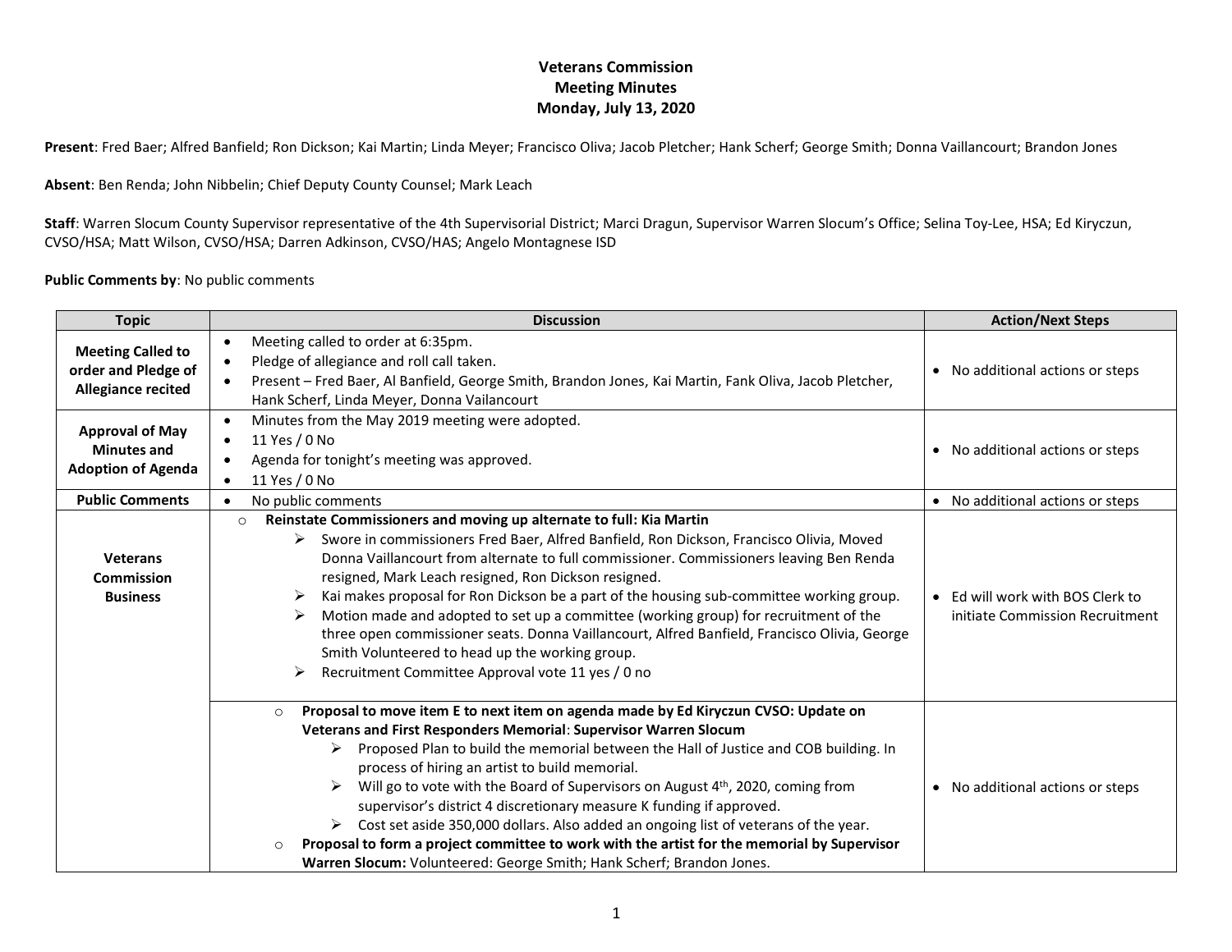# Veterans Commission
## Meeting Minutes
## Monday, July 13, 2020

**Present**: Fred Baer; Alfred Banfield; Ron Dickson; Kai Martin; Linda Meyer; Francisco Oliva; Jacob Pletcher; Hank Scherf; George Smith; Donna Vaillancourt; Brandon Jones

**Absent**: Ben Renda; John Nibbelin; Chief Deputy County Counsel; Mark Leach

**Staff**: Warren Slocum County Supervisor representative of the 4th Supervisorial District; Marci Dragun, Supervisor Warren Slocum's Office; Selina Toy-Lee, HSA; Ed Kiryczun, CVSO/HSA; Matt Wilson, CVSO/HSA; Darren Adkinson, CVSO/HAS; Angelo Montagnese ISD

**Public Comments by**: No public comments

| Topic | Discussion | Action/Next Steps |
|---|---|---|
| **Meeting Called to order and Pledge of Allegiance recited** | • Meeting called to order at 6:35pm.<br>• Pledge of allegiance and roll call taken.<br>• Present – Fred Baer, Al Banfield, George Smith, Brandon Jones, Kai Martin, Fank Oliva, Jacob Pletcher, Hank Scherf, Linda Meyer, Donna Vailancourt | • No additional actions or steps |
| **Approval of May Minutes and Adoption of Agenda** | • Minutes from the May 2019 meeting were adopted.<br>• 11 Yes / 0 No<br>• Agenda for tonight's meeting was approved.<br>• 11 Yes / 0 No | • No additional actions or steps |
| **Public Comments** | • No public comments | • No additional actions or steps |
| **Veterans Commission Business** | ○ **Reinstate Commissioners and moving up alternate to full: Kia Martin**<br>➢ Swore in commissioners Fred Baer, Alfred Banfield, Ron Dickson, Francisco Olivia, Moved Donna Vaillancourt from alternate to full commissioner. Commissioners leaving Ben Renda resigned, Mark Leach resigned, Ron Dickson resigned.<br>➢ Kai makes proposal for Ron Dickson be a part of the housing sub-committee working group.<br>➢ Motion made and adopted to set up a committee (working group) for recruitment of the three open commissioner seats. Donna Vaillancourt, Alfred Banfield, Francisco Olivia, George Smith Volunteered to head up the working group.<br>➢ Recruitment Committee Approval vote 11 yes / 0 no | • Ed will work with BOS Clerk to initiate Commission Recruitment |
| | ○ **Proposal to move item E to next item on agenda made by Ed Kiryczun CVSO: Update on Veterans and First Responders Memorial**: **Supervisor Warren Slocum**<br>➢ Proposed Plan to build the memorial between the Hall of Justice and COB building. In process of hiring an artist to build memorial.<br>➢ Will go to vote with the Board of Supervisors on August 4th, 2020, coming from supervisor's district 4 discretionary measure K funding if approved.<br>➢ Cost set aside 350,000 dollars. Also added an ongoing list of veterans of the year.<br>○ **Proposal to form a project committee to work with the artist for the memorial by Supervisor Warren Slocum:** Volunteered: George Smith; Hank Scherf; Brandon Jones. | • No additional actions or steps |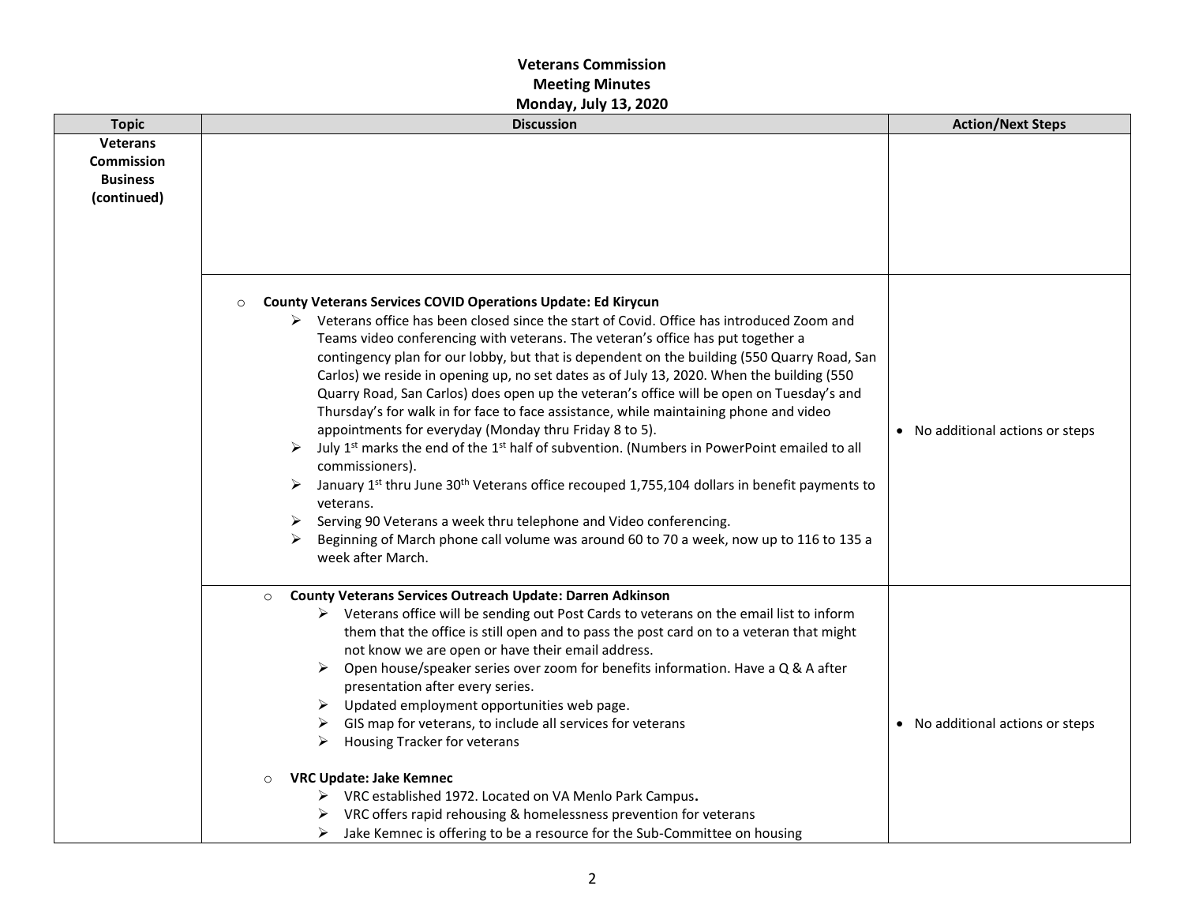# Veterans Commission
## Meeting Minutes
### Monday, July 13, 2020

| Topic | Discussion | Action/Next Steps |
|---|---|---|
| **Veterans Commission Business (continued)** | | |
| | **County Veterans Services COVID Operations Update: Ed Kirycun**<br>➢ Veterans office has been closed since the start of Covid. Office has introduced Zoom and Teams video conferencing with veterans. The veteran's office has put together a contingency plan for our lobby, but that is dependent on the building (550 Quarry Road, San Carlos) we reside in opening up, no set dates as of July 13, 2020. When the building (550 Quarry Road, San Carlos) does open up the veteran's office will be open on Tuesday's and Thursday's for walk in for face to face assistance, while maintaining phone and video appointments for everyday (Monday thru Friday 8 to 5).<br>➢ July 1st marks the end of the 1st half of subvention. (Numbers in PowerPoint emailed to all commissioners).<br>➢ January 1st thru June 30th Veterans office recouped 1,755,104 dollars in benefit payments to veterans.<br>➢ Serving 90 Veterans a week thru telephone and Video conferencing.<br>➢ Beginning of March phone call volume was around 60 to 70 a week, now up to 116 to 135 a week after March. | • No additional actions or steps |
| | **County Veterans Services Outreach Update: Darren Adkinson**<br>➢ Veterans office will be sending out Post Cards to veterans on the email list to inform them that the office is still open and to pass the post card on to a veteran that might not know we are open or have their email address.<br>➢ Open house/speaker series over zoom for benefits information. Have a Q & A after presentation after every series.<br>➢ Updated employment opportunities web page.<br>➢ GIS map for veterans, to include all services for veterans<br>➢ Housing Tracker for veterans<br><br>**VRC Update: Jake Kemnec**<br>➢ VRC established 1972. Located on VA Menlo Park Campus**.**<br>➢ VRC offers rapid rehousing & homelessness prevention for veterans<br>➢ Jake Kemnec is offering to be a resource for the Sub-Committee on housing | • No additional actions or steps |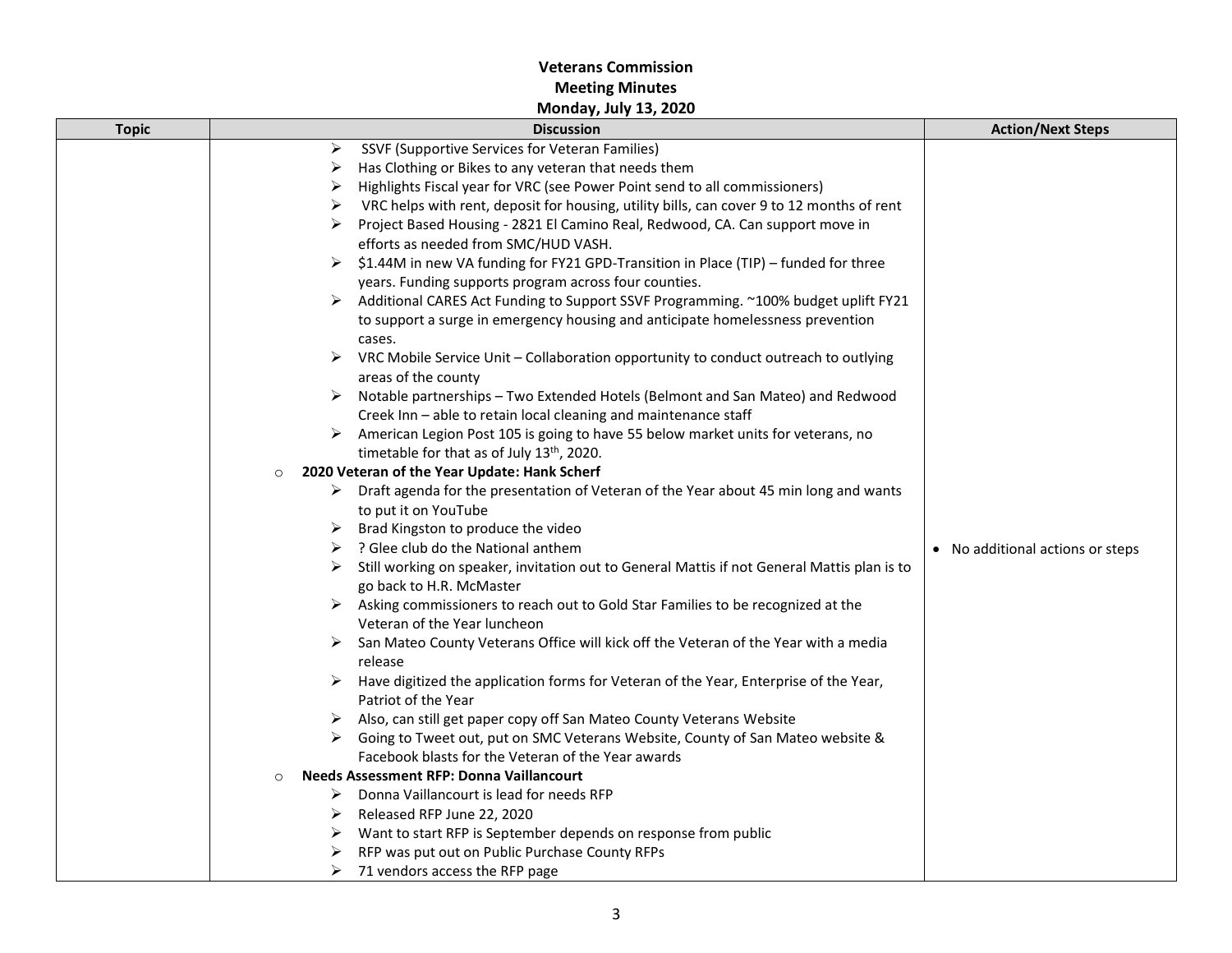# Veterans Commission
## Meeting Minutes
### Monday, July 13, 2020

| Topic | Discussion | Action/Next Steps |
|---|---|---|
| | ➢ SSVF (Supportive Services for Veteran Families)<br>➢ Has Clothing or Bikes to any veteran that needs them<br>➢ Highlights Fiscal year for VRC (see Power Point send to all commissioners)<br>➢ VRC helps with rent, deposit for housing, utility bills, can cover 9 to 12 months of rent<br>➢ Project Based Housing - 2821 El Camino Real, Redwood, CA. Can support move in efforts as needed from SMC/HUD VASH.<br>➢ \$1.44M in new VA funding for FY21 GPD-Transition in Place (TIP) – funded for three years. Funding supports program across four counties.<br>➢ Additional CARES Act Funding to Support SSVF Programming. ~100% budget uplift FY21 to support a surge in emergency housing and anticipate homelessness prevention cases.<br>➢ VRC Mobile Service Unit – Collaboration opportunity to conduct outreach to outlying areas of the county<br>➢ Notable partnerships – Two Extended Hotels (Belmont and San Mateo) and Redwood Creek Inn – able to retain local cleaning and maintenance staff<br>➢ American Legion Post 105 is going to have 55 below market units for veterans, no timetable for that as of July 13th, 2020.<br>○ **2020 Veteran of the Year Update: Hank Scherf**<br>➢ Draft agenda for the presentation of Veteran of the Year about 45 min long and wants to put it on YouTube<br>➢ Brad Kingston to produce the video<br>➢ ? Glee club do the National anthem<br>➢ Still working on speaker, invitation out to General Mattis if not General Mattis plan is to go back to H.R. McMaster<br>➢ Asking commissioners to reach out to Gold Star Families to be recognized at the Veteran of the Year luncheon<br>➢ San Mateo County Veterans Office will kick off the Veteran of the Year with a media release<br>➢ Have digitized the application forms for Veteran of the Year, Enterprise of the Year, Patriot of the Year<br>➢ Also, can still get paper copy off San Mateo County Veterans Website<br>➢ Going to Tweet out, put on SMC Veterans Website, County of San Mateo website & Facebook blasts for the Veteran of the Year awards<br>○ **Needs Assessment RFP: Donna Vaillancourt**<br>➢ Donna Vaillancourt is lead for needs RFP<br>➢ Released RFP June 22, 2020<br>➢ Want to start RFP is September depends on response from public<br>➢ RFP was put out on Public Purchase County RFPs<br>➢ 71 vendors access the RFP page | • No additional actions or steps |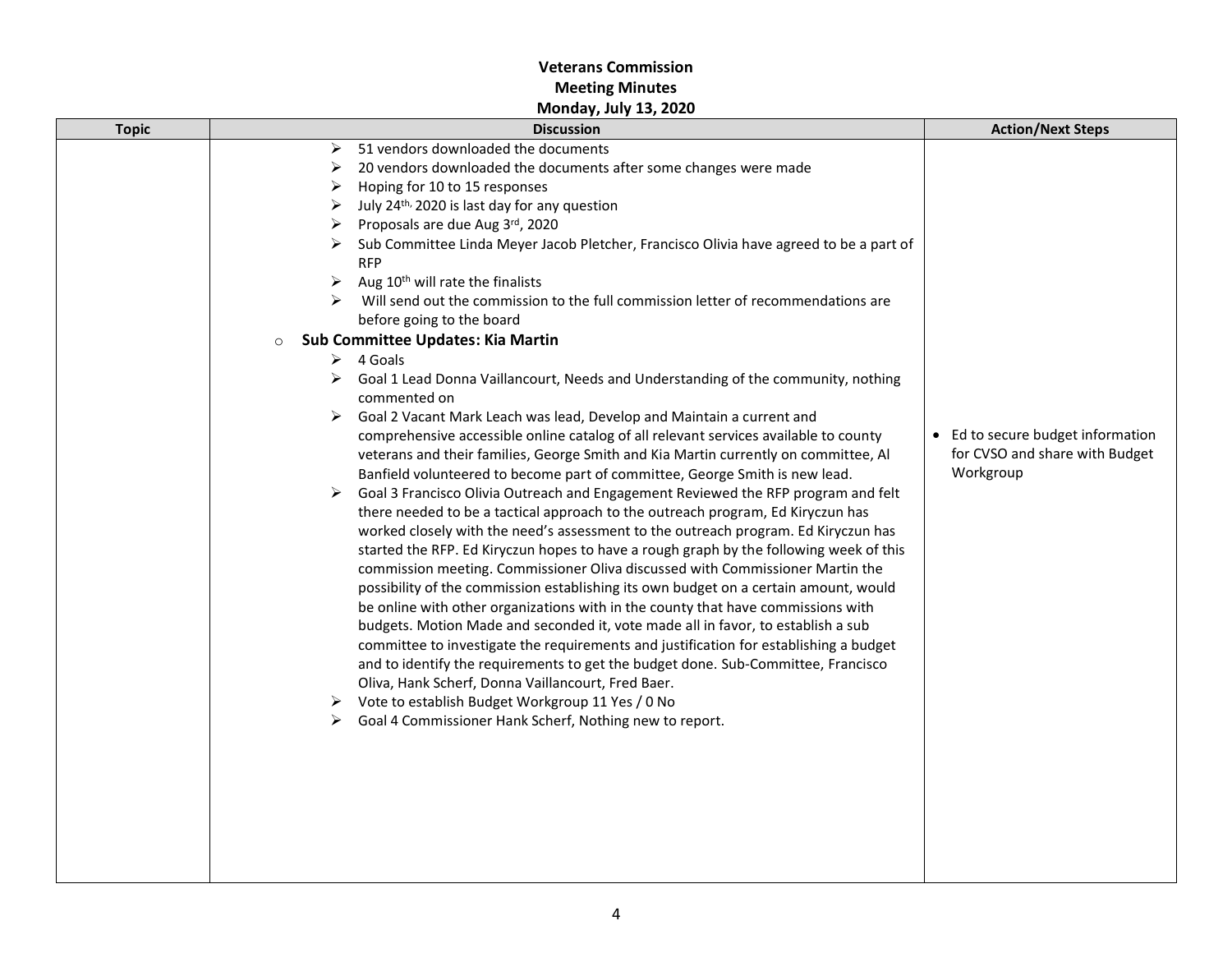**Veterans Commission**
**Meeting Minutes**
**Monday, July 13, 2020**

| Topic | Discussion | Action/Next Steps |
|---|---|---|
| | ➢ 51 vendors downloaded the documents<br>➢ 20 vendors downloaded the documents after some changes were made<br>➢ Hoping for 10 to 15 responses<br>➢ July 24th, 2020 is last day for any question<br>➢ Proposals are due Aug 3rd, 2020<br>➢ Sub Committee Linda Meyer Jacob Pletcher, Francisco Olivia have agreed to be a part of RFP<br>➢ Aug 10th will rate the finalists<br>➢ Will send out the commission to the full commission letter of recommendations are before going to the board<br>○ **Sub Committee Updates: Kia Martin**<br>➢ 4 Goals<br>➢ Goal 1 Lead Donna Vaillancourt, Needs and Understanding of the community, nothing commented on<br>➢ Goal 2 Vacant Mark Leach was lead, Develop and Maintain a current and comprehensive accessible online catalog of all relevant services available to county veterans and their families, George Smith and Kia Martin currently on committee, Al Banfield volunteered to become part of committee, George Smith is new lead.<br>➢ Goal 3 Francisco Olivia Outreach and Engagement Reviewed the RFP program and felt there needed to be a tactical approach to the outreach program, Ed Kiryczun has worked closely with the need's assessment to the outreach program. Ed Kiryczun has started the RFP. Ed Kiryczun hopes to have a rough graph by the following week of this commission meeting. Commissioner Oliva discussed with Commissioner Martin the possibility of the commission establishing its own budget on a certain amount, would be online with other organizations with in the county that have commissions with budgets. Motion Made and seconded it, vote made all in favor, to establish a sub committee to investigate the requirements and justification for establishing a budget and to identify the requirements to get the budget done. Sub-Committee, Francisco Oliva, Hank Scherf, Donna Vaillancourt, Fred Baer.<br>➢ Vote to establish Budget Workgroup 11 Yes / 0 No<br>➢ Goal 4 Commissioner Hank Scherf, Nothing new to report. | • Ed to secure budget information for CVSO and share with Budget Workgroup |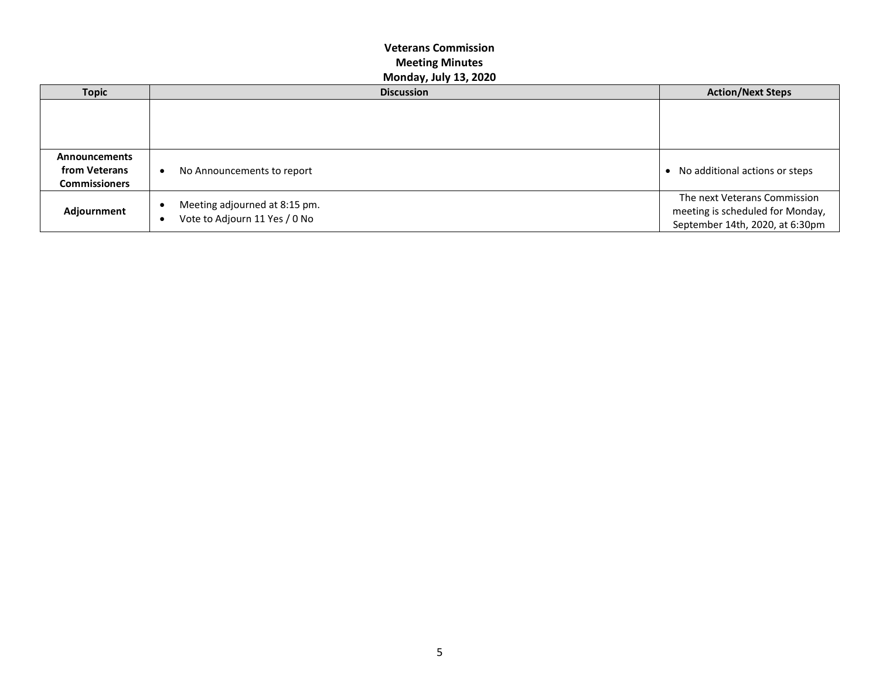**Veterans Commission**
**Meeting Minutes**
**Monday, July 13, 2020**

| Topic | Discussion | Action/Next Steps |
|---|---|---|
| | | |
| **Announcements from Veterans Commissioners** | • No Announcements to report | • No additional actions or steps |
| **Adjournment** | • Meeting adjourned at 8:15 pm.<br>• Vote to Adjourn 11 Yes / 0 No | The next Veterans Commission meeting is scheduled for Monday, September 14th, 2020, at 6:30pm |